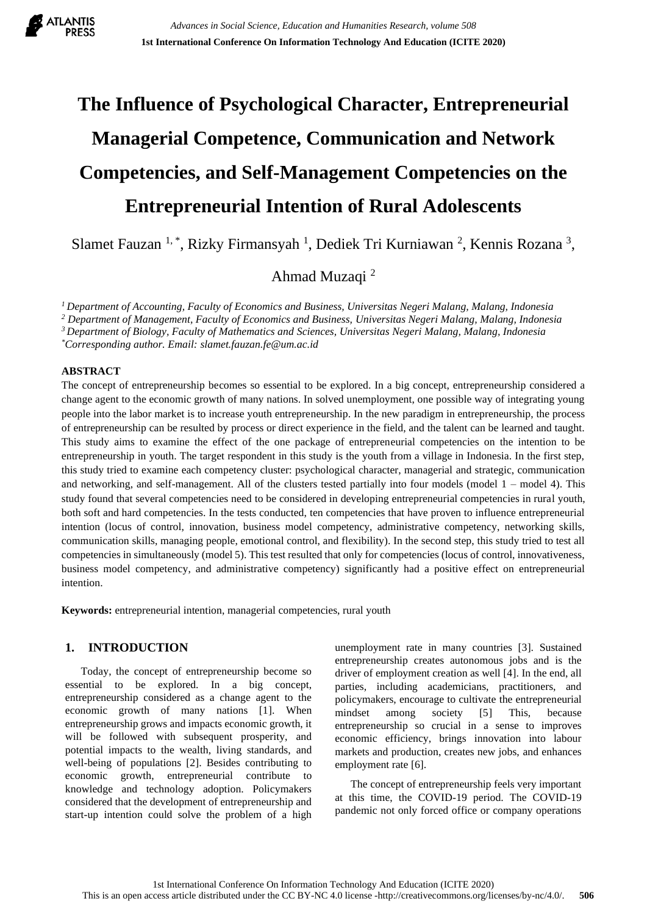# The Influence of Psychological Character, Entrepreneurial Managerial Competence, Communication and Network Competencies, and Self-Management Competencies on the Entrepreneurial Intention of Rural Adolescents

Slamet Fauzan [1,*], Rizky Firmansyah [1], Dediek Tri Kurniawan [2], Kennis Rozana [3], Ahmad Muzaqi [2]

*[1] Department of Accounting, Faculty of Economics and Business, Universitas Negeri Malang, Malang, Indonesia*
*[2] Department of Management, Faculty of Economics and Business, Universitas Negeri Malang, Malang, Indonesia*
*[3] Department of Biology, Faculty of Mathematics and Sciences, Universitas Negeri Malang, Malang, Indonesia*
*[*] Corresponding author. Email: slamet.fauzan.fe@um.ac.id*

## ABSTRACT

The concept of entrepreneurship becomes so essential to be explored. In a big concept, entrepreneurship considered a change agent to the economic growth of many nations. In solved unemployment, one possible way of integrating young people into the labor market is to increase youth entrepreneurship. In the new paradigm in entrepreneurship, the process of entrepreneurship can be resulted by process or direct experience in the field, and the talent can be learned and taught. This study aims to examine the effect of the one package of entrepreneurial competencies on the intention to be entrepreneurship in youth. The target respondent in this study is the youth from a village in Indonesia. In the first step, this study tried to examine each competency cluster: psychological character, managerial and strategic, communication and networking, and self-management. All of the clusters tested partially into four models (model 1 – model 4). This study found that several competencies need to be considered in developing entrepreneurial competencies in rural youth, both soft and hard competencies. In the tests conducted, ten competencies that have proven to influence entrepreneurial intention (locus of control, innovation, business model competency, administrative competency, networking skills, communication skills, managing people, emotional control, and flexibility). In the second step, this study tried to test all competencies in simultaneously (model 5). This test resulted that only for competencies (locus of control, innovativeness, business model competency, and administrative competency) significantly had a positive effect on entrepreneurial intention.

**Keywords:** entrepreneurial intention, managerial competencies, rural youth

## 1. INTRODUCTION

Today, the concept of entrepreneurship become so essential to be explored. In a big concept, entrepreneurship considered as a change agent to the economic growth of many nations [1]. When entrepreneurship grows and impacts economic growth, it will be followed with subsequent prosperity, and potential impacts to the wealth, living standards, and well-being of populations [2]. Besides contributing to economic growth, entrepreneurial contribute to knowledge and technology adoption. Policymakers considered that the development of entrepreneurship and start-up intention could solve the problem of a high unemployment rate in many countries [3]. Sustained entrepreneurship creates autonomous jobs and is the driver of employment creation as well [4]. In the end, all parties, including academicians, practitioners, and policymakers, encourage to cultivate the entrepreneurial mindset among society [5] This, because entrepreneurship so crucial in a sense to improves economic efficiency, brings innovation into labour markets and production, creates new jobs, and enhances employment rate [6].

The concept of entrepreneurship feels very important at this time, the COVID-19 period. The COVID-19 pandemic not only forced office or company operations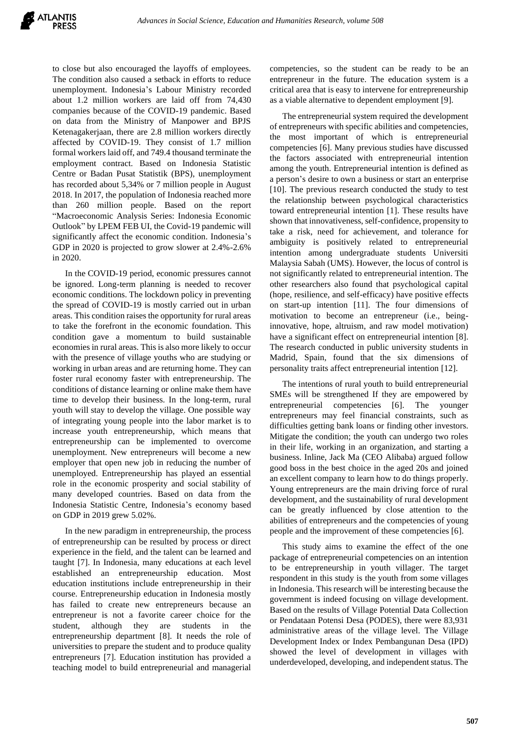to close but also encouraged the layoffs of employees. The condition also caused a setback in efforts to reduce unemployment. Indonesia's Labour Ministry recorded about 1.2 million workers are laid off from 74,430 companies because of the COVID-19 pandemic. Based on data from the Ministry of Manpower and BPJS Ketenagakerjaan, there are 2.8 million workers directly affected by COVID-19. They consist of 1.7 million formal workers laid off, and 749.4 thousand terminate the employment contract. Based on Indonesia Statistic Centre or Badan Pusat Statistik (BPS), unemployment has recorded about 5,34% or 7 million people in August 2018. In 2017, the population of Indonesia reached more than 260 million people. Based on the report "Macroeconomic Analysis Series: Indonesia Economic Outlook" by LPEM FEB UI, the Covid-19 pandemic will significantly affect the economic condition. Indonesia's GDP in 2020 is projected to grow slower at 2.4%-2.6% in 2020.

In the COVID-19 period, economic pressures cannot be ignored. Long-term planning is needed to recover economic conditions. The lockdown policy in preventing the spread of COVID-19 is mostly carried out in urban areas. This condition raises the opportunity for rural areas to take the forefront in the economic foundation. This condition gave a momentum to build sustainable economies in rural areas. This is also more likely to occur with the presence of village youths who are studying or working in urban areas and are returning home. They can foster rural economy faster with entrepreneurship. The conditions of distance learning or online make them have time to develop their business. In the long-term, rural youth will stay to develop the village. One possible way of integrating young people into the labor market is to increase youth entrepreneurship, which means that entrepreneurship can be implemented to overcome unemployment. New entrepreneurs will become a new employer that open new job in reducing the number of unemployed. Entrepreneurship has played an essential role in the economic prosperity and social stability of many developed countries. Based on data from the Indonesia Statistic Centre, Indonesia's economy based on GDP in 2019 grew 5.02%.

In the new paradigm in entrepreneurship, the process of entrepreneurship can be resulted by process or direct experience in the field, and the talent can be learned and taught [7]. In Indonesia, many educations at each level established an entrepreneurship education. Most education institutions include entrepreneurship in their course. Entrepreneurship education in Indonesia mostly has failed to create new entrepreneurs because an entrepreneur is not a favorite career choice for the student, although they are students in the entrepreneurship department [8]. It needs the role of universities to prepare the student and to produce quality entrepreneurs [7]. Education institution has provided a teaching model to build entrepreneurial and managerial competencies, so the student can be ready to be an entrepreneur in the future. The education system is a critical area that is easy to intervene for entrepreneurship as a viable alternative to dependent employment [9].

The entrepreneurial system required the development of entrepreneurs with specific abilities and competencies, the most important of which is entrepreneurial competencies [6]. Many previous studies have discussed the factors associated with entrepreneurial intention among the youth. Entrepreneurial intention is defined as a person's desire to own a business or start an enterprise [10]. The previous research conducted the study to test the relationship between psychological characteristics toward entrepreneurial intention [1]. These results have shown that innovativeness, self-confidence, propensity to take a risk, need for achievement, and tolerance for ambiguity is positively related to entrepreneurial intention among undergraduate students Universiti Malaysia Sabah (UMS). However, the locus of control is not significantly related to entrepreneurial intention. The other researchers also found that psychological capital (hope, resilience, and self-efficacy) have positive effects on start-up intention [11]. The four dimensions of motivation to become an entrepreneur (i.e., being-innovative, hope, altruism, and raw model motivation) have a significant effect on entrepreneurial intention [8]. The research conducted in public university students in Madrid, Spain, found that the six dimensions of personality traits affect entrepreneurial intention [12].

The intentions of rural youth to build entrepreneurial SMEs will be strengthened If they are empowered by entrepreneurial competencies [6]. The younger entrepreneurs may feel financial constraints, such as difficulties getting bank loans or finding other investors. Mitigate the condition; the youth can undergo two roles in their life, working in an organization, and starting a business. Inline, Jack Ma (CEO Alibaba) argued follow good boss in the best choice in the aged 20s and joined an excellent company to learn how to do things properly. Young entrepreneurs are the main driving force of rural development, and the sustainability of rural development can be greatly influenced by close attention to the abilities of entrepreneurs and the competencies of young people and the improvement of these competencies [6].

This study aims to examine the effect of the one package of entrepreneurial competencies on an intention to be entrepreneurship in youth villager. The target respondent in this study is the youth from some villages in Indonesia. This research will be interesting because the government is indeed focusing on village development. Based on the results of Village Potential Data Collection or Pendataan Potensi Desa (PODES), there were 83,931 administrative areas of the village level. The Village Development Index or Index Pembangunan Desa (IPD) showed the level of development in villages with underdeveloped, developing, and independent status. The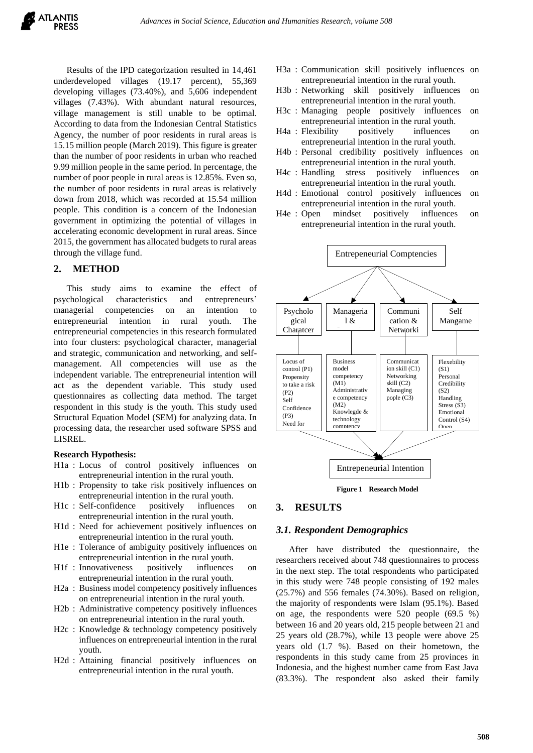Results of the IPD categorization resulted in 14,461 underdeveloped villages (19.17 percent), 55,369 developing villages (73.40%), and 5,606 independent villages (7.43%). With abundant natural resources, village management is still unable to be optimal. According to data from the Indonesian Central Statistics Agency, the number of poor residents in rural areas is 15.15 million people (March 2019). This figure is greater than the number of poor residents in urban who reached 9.99 million people in the same period. In percentage, the number of poor people in rural areas is 12.85%. Even so, the number of poor residents in rural areas is relatively down from 2018, which was recorded at 15.54 million people. This condition is a concern of the Indonesian government in optimizing the potential of villages in accelerating economic development in rural areas. Since 2015, the government has allocated budgets to rural areas through the village fund.

## 2. METHOD

This study aims to examine the effect of psychological characteristics and entrepreneurs' managerial competencies on an intention to entrepreneurial intention in rural youth. The entrepreneurial competencies in this research formulated into four clusters: psychological character, managerial and strategic, communication and networking, and self-management. All competencies will use as the independent variable. The entrepreneurial intention will act as the dependent variable. This study used questionnaires as collecting data method. The target respondent in this study is the youth. This study used Structural Equation Model (SEM) for analyzing data. In processing data, the researcher used software SPSS and LISREL.

**Research Hypothesis:**

- H1a : Locus of control positively influences on entrepreneurial intention in the rural youth.
- H1b : Propensity to take risk positively influences on entrepreneurial intention in the rural youth.
- H1c : Self-confidence positively influences on entrepreneurial intention in the rural youth.
- H1d : Need for achievement positively influences on entrepreneurial intention in the rural youth.
- H1e : Tolerance of ambiguity positively influences on entrepreneurial intention in the rural youth.
- H1f : Innovativeness positively influences on entrepreneurial intention in the rural youth.
- H2a : Business model competency positively influences on entrepreneurial intention in the rural youth.
- H2b : Administrative competency positively influences on entrepreneurial intention in the rural youth.
- H2c : Knowledge & technology competency positively influences on entrepreneurial intention in the rural youth.
- H2d : Attaining financial positively influences on entrepreneurial intention in the rural youth.
- H3a : Communication skill positively influences on entrepreneurial intention in the rural youth.
- H3b : Networking skill positively influences on entrepreneurial intention in the rural youth.
- H3c : Managing people positively influences on entrepreneurial intention in the rural youth.
- H4a : Flexibility positively influences on entrepreneurial intention in the rural youth.
- H4b : Personal credibility positively influences on entrepreneurial intention in the rural youth.
- H4c : Handling stress positively influences on entrepreneurial intention in the rural youth.
- H4d : Emotional control positively influences on entrepreneurial intention in the rural youth.
- H4e : Open mindset positively influences on entrepreneurial intention in the rural youth.

Entrepeneurial Comptencies

Psychological Charatcer | Manageria l & ... | Communication & Networki | Self Mangame

Locus of control (P1) Propensity to take a risk (P2) Self Confidence (P3) Need for ...

Business model competency (M1) Administrative competency (M2) Knowlegde & technology competency

Communication skill (C1) Networking skill (C2) Managing pople (C3)

Flexebility (S1) Personal Credibility (S2) Handling Stress (S3) Emotional Control (S4) Open ...

Entrepeneurial Intention

**Figure 1** **Research Model**

## 3. RESULTS

### *3.1. Respondent Demographics*

After have distributed the questionnaire, the researchers received about 748 questionnaires to process in the next step. The total respondents who participated in this study were 748 people consisting of 192 males (25.7%) and 556 females (74.30%). Based on religion, the majority of respondents were Islam (95.1%). Based on age, the respondents were 520 people (69.5 %) between 16 and 20 years old, 215 people between 21 and 25 years old (28.7%), while 13 people were above 25 years old (1.7 %). Based on their hometown, the respondents in this study came from 25 provinces in Indonesia, and the highest number came from East Java (83.3%). The respondent also asked their family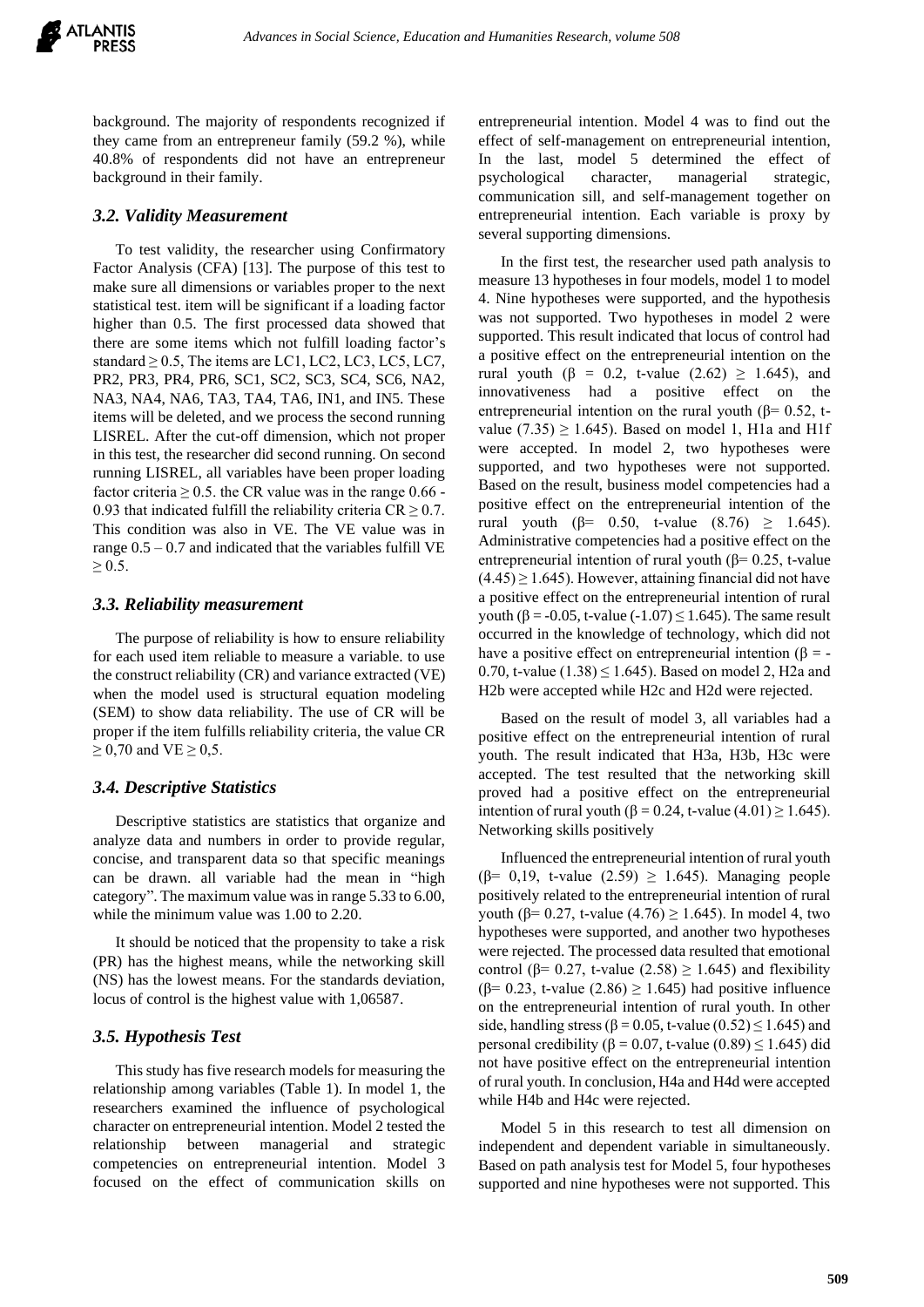background. The majority of respondents recognized if they came from an entrepreneur family (59.2 %), while 40.8% of respondents did not have an entrepreneur background in their family.

### *3.2. Validity Measurement*

To test validity, the researcher using Confirmatory Factor Analysis (CFA) [13]. The purpose of this test to make sure all dimensions or variables proper to the next statistical test. item will be significant if a loading factor higher than 0.5. The first processed data showed that there are some items which not fulfill loading factor's standard $\geq 0.5$, The items are LC1, LC2, LC3, LC5, LC7, PR2, PR3, PR4, PR6, SC1, SC2, SC3, SC4, SC6, NA2, NA3, NA4, NA6, TA3, TA4, TA6, IN1, and IN5. These items will be deleted, and we process the second running LISREL. After the cut-off dimension, which not proper in this test, the researcher did second running. On second running LISREL, all variables have been proper loading factor criteria $\geq 0.5$. the CR value was in the range 0.66 - 0.93 that indicated fulfill the reliability criteria CR $\geq 0.7$. This condition was also in VE. The VE value was in range 0.5 – 0.7 and indicated that the variables fulfill VE $\geq 0.5$.

### *3.3. Reliability measurement*

The purpose of reliability is how to ensure reliability for each used item reliable to measure a variable. to use the construct reliability (CR) and variance extracted (VE) when the model used is structural equation modeling (SEM) to show data reliability. The use of CR will be proper if the item fulfills reliability criteria, the value CR $\geq 0,70$ and VE $\geq 0,5$.

### *3.4. Descriptive Statistics*

Descriptive statistics are statistics that organize and analyze data and numbers in order to provide regular, concise, and transparent data so that specific meanings can be drawn. all variable had the mean in "high category". The maximum value was in range 5.33 to 6.00, while the minimum value was 1.00 to 2.20.

It should be noticed that the propensity to take a risk (PR) has the highest means, while the networking skill (NS) has the lowest means. For the standards deviation, locus of control is the highest value with 1,06587.

### *3.5. Hypothesis Test*

This study has five research models for measuring the relationship among variables (Table 1). In model 1, the researchers examined the influence of psychological character on entrepreneurial intention. Model 2 tested the relationship between managerial and strategic competencies on entrepreneurial intention. Model 3 focused on the effect of communication skills on entrepreneurial intention. Model 4 was to find out the effect of self-management on entrepreneurial intention, In the last, model 5 determined the effect of psychological character, managerial strategic, communication sill, and self-management together on entrepreneurial intention. Each variable is proxy by several supporting dimensions.

In the first test, the researcher used path analysis to measure 13 hypotheses in four models, model 1 to model 4. Nine hypotheses were supported, and the hypothesis was not supported. Two hypotheses in model 2 were supported. This result indicated that locus of control had a positive effect on the entrepreneurial intention on the rural youth ($\beta$ = 0.2, t-value (2.62) $\geq$ 1.645), and innovativeness had a positive effect on the entrepreneurial intention on the rural youth ($\beta$= 0.52, t-value (7.35) $\geq$ 1.645). Based on model 1, H1a and H1f were accepted. In model 2, two hypotheses were supported, and two hypotheses were not supported. Based on the result, business model competencies had a positive effect on the entrepreneurial intention of the rural youth ($\beta$= 0.50, t-value (8.76) $\geq$ 1.645). Administrative competencies had a positive effect on the entrepreneurial intention of rural youth ($\beta$= 0.25, t-value (4.45) $\geq$ 1.645). However, attaining financial did not have a positive effect on the entrepreneurial intention of rural youth ($\beta$ = -0.05, t-value (-1.07) $\leq$ 1.645). The same result occurred in the knowledge of technology, which did not have a positive effect on entrepreneurial intention ($\beta$ = -0.70, t-value (1.38) $\leq$ 1.645). Based on model 2, H2a and H2b were accepted while H2c and H2d were rejected.

Based on the result of model 3, all variables had a positive effect on the entrepreneurial intention of rural youth. The result indicated that H3a, H3b, H3c were accepted. The test resulted that the networking skill proved had a positive effect on the entrepreneurial intention of rural youth ($\beta$ = 0.24, t-value (4.01) $\geq$ 1.645). Networking skills positively

Influenced the entrepreneurial intention of rural youth ($\beta$= 0,19, t-value (2.59) $\geq$ 1.645). Managing people positively related to the entrepreneurial intention of rural youth ($\beta$= 0.27, t-value (4.76) $\geq$ 1.645). In model 4, two hypotheses were supported, and another two hypotheses were rejected. The processed data resulted that emotional control ($\beta$= 0.27, t-value (2.58) $\geq$ 1.645) and flexibility ($\beta$= 0.23, t-value (2.86) $\geq$ 1.645) had positive influence on the entrepreneurial intention of rural youth. In other side, handling stress ($\beta$ = 0.05, t-value (0.52) $\leq$ 1.645) and personal credibility ($\beta$ = 0.07, t-value (0.89) $\leq$ 1.645) did not have positive effect on the entrepreneurial intention of rural youth. In conclusion, H4a and H4d were accepted while H4b and H4c were rejected.

Model 5 in this research to test all dimension on independent and dependent variable in simultaneously. Based on path analysis test for Model 5, four hypotheses supported and nine hypotheses were not supported. This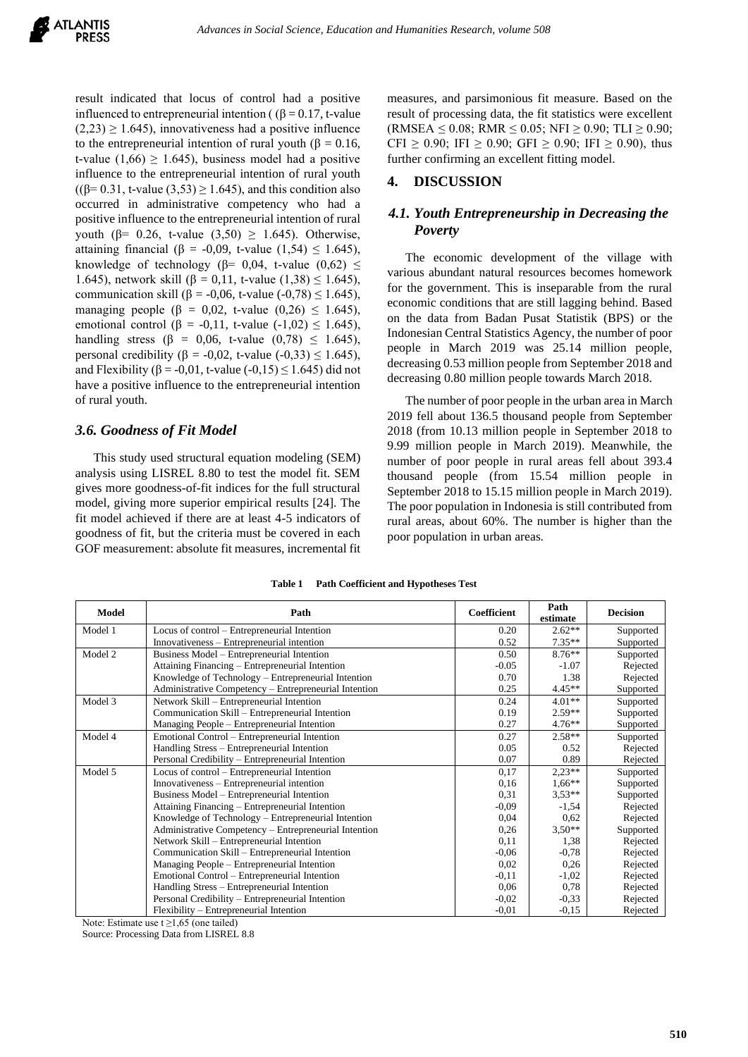result indicated that locus of control had a positive influenced to entrepreneurial intention ( ($\beta = 0.17$, t-value $(2,23) \geq 1.645$), innovativeness had a positive influence to the entrepreneurial intention of rural youth ($\beta = 0.16$, t-value $(1,66) \geq 1.645$), business model had a positive influence to the entrepreneurial intention of rural youth (($\beta = 0.31$, t-value $(3,53) \geq 1.645$), and this condition also occurred in administrative competency who had a positive influence to the entrepreneurial intention of rural youth ($\beta = 0.26$, t-value $(3,50) \geq 1.645$). Otherwise, attaining financial ($\beta = -0,09$, t-value $(1,54) \leq 1.645$), knowledge of technology ($\beta = 0,04$, t-value $(0,62) \leq 1.645$), network skill ($\beta = 0,11$, t-value $(1,38) \leq 1.645$), communication skill ($\beta = -0,06$, t-value $(-0,78) \leq 1.645$), managing people ($\beta = 0,02$, t-value $(0,26) \leq 1.645$), emotional control ($\beta = -0,11$, t-value $(-1,02) \leq 1.645$), handling stress ($\beta = 0,06$, t-value $(0,78) \leq 1.645$), personal credibility ($\beta = -0,02$, t-value $(-0,33) \leq 1.645$), and Flexibility ($\beta = -0,01$, t-value $(-0,15) \leq 1.645$) did not have a positive influence to the entrepreneurial intention of rural youth.

### *3.6. Goodness of Fit Model*

This study used structural equation modeling (SEM) analysis using LISREL 8.80 to test the model fit. SEM gives more goodness-of-fit indices for the full structural model, giving more superior empirical results [24]. The fit model achieved if there are at least 4-5 indicators of goodness of fit, but the criteria must be covered in each GOF measurement: absolute fit measures, incremental fit measures, and parsimonious fit measure. Based on the result of processing data, the fit statistics were excellent (RMSEA $\leq 0.08$; RMR $\leq 0.05$; NFI $\geq 0.90$; TLI $\geq 0.90$; CFI $\geq 0.90$; IFI $\geq 0.90$; GFI $\geq 0.90$; IFI $\geq 0.90$), thus further confirming an excellent fitting model.

## 4. DISCUSSION

### *4.1. Youth Entrepreneurship in Decreasing the Poverty*

The economic development of the village with various abundant natural resources becomes homework for the government. This is inseparable from the rural economic conditions that are still lagging behind. Based on the data from Badan Pusat Statistik (BPS) or the Indonesian Central Statistics Agency, the number of poor people in March 2019 was 25.14 million people, decreasing 0.53 million people from September 2018 and decreasing 0.80 million people towards March 2018.

The number of poor people in the urban area in March 2019 fell about 136.5 thousand people from September 2018 (from 10.13 million people in September 2018 to 9.99 million people in March 2019). Meanwhile, the number of poor people in rural areas fell about 393.4 thousand people (from 15.54 million people in September 2018 to 15.15 million people in March 2019). The poor population in Indonesia is still contributed from rural areas, about 60%. The number is higher than the poor population in urban areas.

**Table 1 Path Coefficient and Hypotheses Test**

| Model | Path | Coefficient | Path estimate | Decision |
|---|---|---|---|---|
| Model 1 | Locus of control – Entrepreneurial Intention | 0.20 | 2.62** | Supported |
| | Innovativeness – Entrepreneurial intention | 0.52 | 7.35** | Supported |
| Model 2 | Business Model – Entrepreneurial Intention | 0.50 | 8.76** | Supported |
| | Attaining Financing – Entrepreneurial Intention | -0.05 | -1.07 | Rejected |
| | Knowledge of Technology – Entrepreneurial Intention | 0.70 | 1.38 | Rejected |
| | Administrative Competency – Entrepreneurial Intention | 0.25 | 4.45** | Supported |
| Model 3 | Network Skill – Entrepreneurial Intention | 0.24 | 4.01** | Supported |
| | Communication Skill – Entrepreneurial Intention | 0.19 | 2.59** | Supported |
| | Managing People – Entrepreneurial Intention | 0.27 | 4.76** | Supported |
| Model 4 | Emotional Control – Entrepreneurial Intention | 0.27 | 2.58** | Supported |
| | Handling Stress – Entrepreneurial Intention | 0.05 | 0.52 | Rejected |
| | Personal Credibility – Entrepreneurial Intention | 0.07 | 0.89 | Rejected |
| Model 5 | Locus of control – Entrepreneurial Intention | 0,17 | 2,23** | Supported |
| | Innovativeness – Entrepreneurial intention | 0,16 | 1,66** | Supported |
| | Business Model – Entrepreneurial Intention | 0,31 | 3,53** | Supported |
| | Attaining Financing – Entrepreneurial Intention | -0,09 | -1,54 | Rejected |
| | Knowledge of Technology – Entrepreneurial Intention | 0,04 | 0,62 | Rejected |
| | Administrative Competency – Entrepreneurial Intention | 0,26 | 3,50** | Supported |
| | Network Skill – Entrepreneurial Intention | 0,11 | 1,38 | Rejected |
| | Communication Skill – Entrepreneurial Intention | -0,06 | -0,78 | Rejected |
| | Managing People – Entrepreneurial Intention | 0,02 | 0,26 | Rejected |
| | Emotional Control – Entrepreneurial Intention | -0,11 | -1,02 | Rejected |
| | Handling Stress – Entrepreneurial Intention | 0,06 | 0,78 | Rejected |
| | Personal Credibility – Entrepreneurial Intention | -0,02 | -0,33 | Rejected |
| | Flexibility – Entrepreneurial Intention | -0,01 | -0,15 | Rejected |

Note: Estimate use t $\geq$1,65 (one tailed)

Source: Processing Data from LISREL 8.8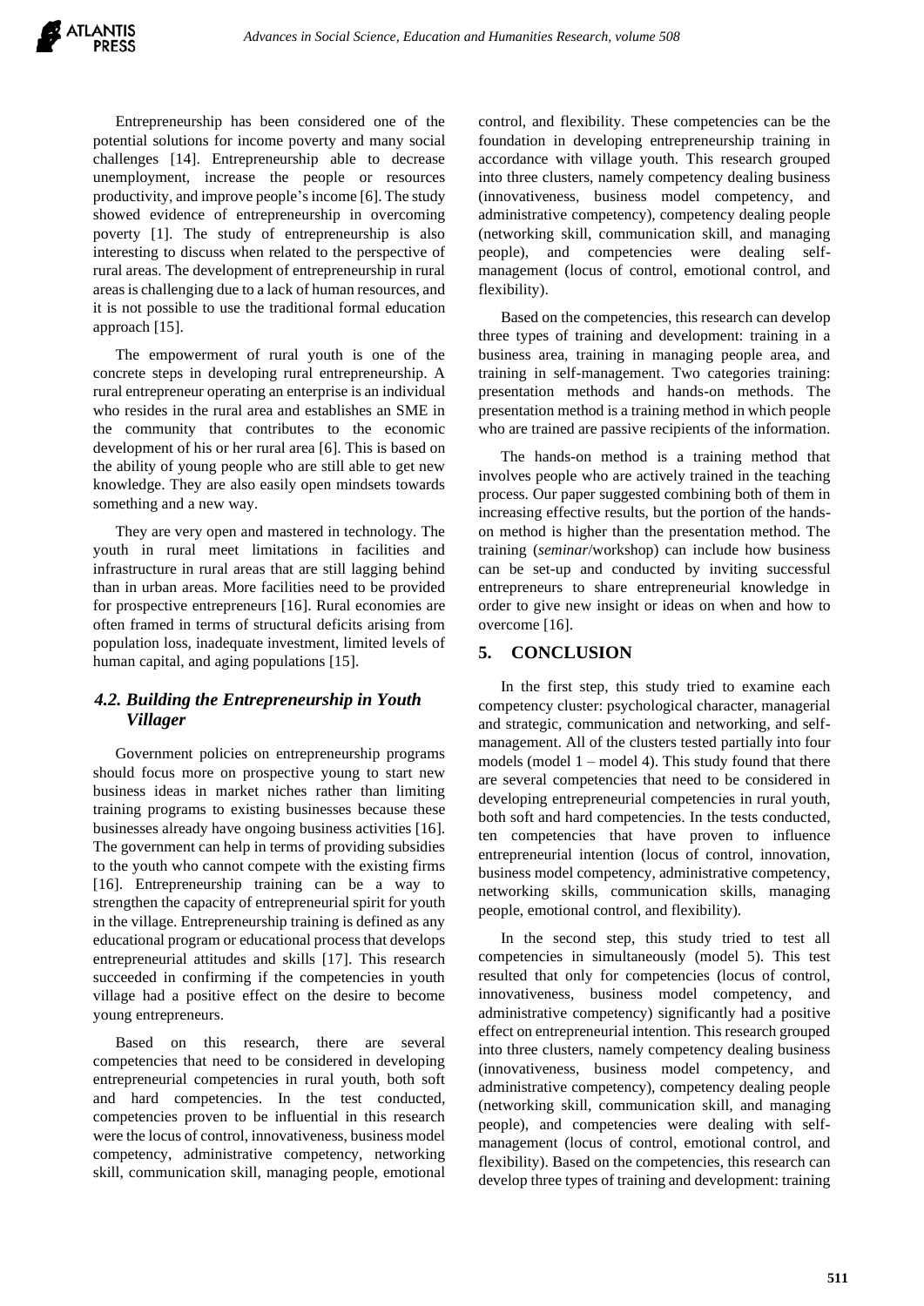Entrepreneurship has been considered one of the potential solutions for income poverty and many social challenges [14]. Entrepreneurship able to decrease unemployment, increase the people or resources productivity, and improve people's income [6]. The study showed evidence of entrepreneurship in overcoming poverty [1]. The study of entrepreneurship is also interesting to discuss when related to the perspective of rural areas. The development of entrepreneurship in rural areas is challenging due to a lack of human resources, and it is not possible to use the traditional formal education approach [15].

The empowerment of rural youth is one of the concrete steps in developing rural entrepreneurship. A rural entrepreneur operating an enterprise is an individual who resides in the rural area and establishes an SME in the community that contributes to the economic development of his or her rural area [6]. This is based on the ability of young people who are still able to get new knowledge. They are also easily open mindsets towards something and a new way.

They are very open and mastered in technology. The youth in rural meet limitations in facilities and infrastructure in rural areas that are still lagging behind than in urban areas. More facilities need to be provided for prospective entrepreneurs [16]. Rural economies are often framed in terms of structural deficits arising from population loss, inadequate investment, limited levels of human capital, and aging populations [15].

### *4.2. Building the Entrepreneurship in Youth Villager*

Government policies on entrepreneurship programs should focus more on prospective young to start new business ideas in market niches rather than limiting training programs to existing businesses because these businesses already have ongoing business activities [16]. The government can help in terms of providing subsidies to the youth who cannot compete with the existing firms [16]. Entrepreneurship training can be a way to strengthen the capacity of entrepreneurial spirit for youth in the village. Entrepreneurship training is defined as any educational program or educational process that develops entrepreneurial attitudes and skills [17]. This research succeeded in confirming if the competencies in youth village had a positive effect on the desire to become young entrepreneurs.

Based on this research, there are several competencies that need to be considered in developing entrepreneurial competencies in rural youth, both soft and hard competencies. In the test conducted, competencies proven to be influential in this research were the locus of control, innovativeness, business model competency, administrative competency, networking skill, communication skill, managing people, emotional control, and flexibility. These competencies can be the foundation in developing entrepreneurship training in accordance with village youth. This research grouped into three clusters, namely competency dealing business (innovativeness, business model competency, and administrative competency), competency dealing people (networking skill, communication skill, and managing people), and competencies were dealing self-management (locus of control, emotional control, and flexibility).

Based on the competencies, this research can develop three types of training and development: training in a business area, training in managing people area, and training in self-management. Two categories training: presentation methods and hands-on methods. The presentation method is a training method in which people who are trained are passive recipients of the information.

The hands-on method is a training method that involves people who are actively trained in the teaching process. Our paper suggested combining both of them in increasing effective results, but the portion of the hands-on method is higher than the presentation method. The training (*seminar*/workshop) can include how business can be set-up and conducted by inviting successful entrepreneurs to share entrepreneurial knowledge in order to give new insight or ideas on when and how to overcome [16].

## 5. CONCLUSION

In the first step, this study tried to examine each competency cluster: psychological character, managerial and strategic, communication and networking, and self-management. All of the clusters tested partially into four models (model 1 – model 4). This study found that there are several competencies that need to be considered in developing entrepreneurial competencies in rural youth, both soft and hard competencies. In the tests conducted, ten competencies that have proven to influence entrepreneurial intention (locus of control, innovation, business model competency, administrative competency, networking skills, communication skills, managing people, emotional control, and flexibility).

In the second step, this study tried to test all competencies in simultaneously (model 5). This test resulted that only for competencies (locus of control, innovativeness, business model competency, and administrative competency) significantly had a positive effect on entrepreneurial intention. This research grouped into three clusters, namely competency dealing business (innovativeness, business model competency, and administrative competency), competency dealing people (networking skill, communication skill, and managing people), and competencies were dealing with self-management (locus of control, emotional control, and flexibility). Based on the competencies, this research can develop three types of training and development: training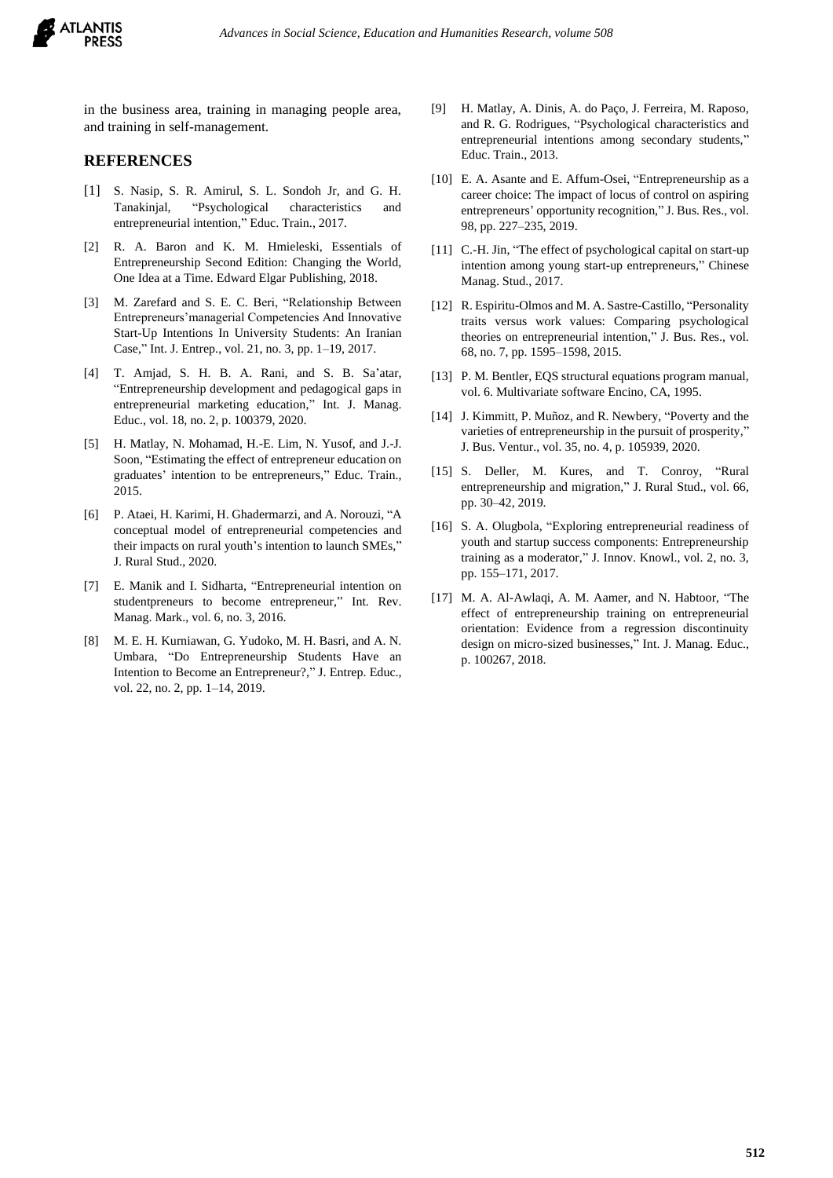in the business area, training in managing people area, and training in self-management.

## REFERENCES

[1] S. Nasip, S. R. Amirul, S. L. Sondoh Jr, and G. H. Tanakinjal, "Psychological characteristics and entrepreneurial intention," Educ. Train., 2017.

[2] R. A. Baron and K. M. Hmieleski, Essentials of Entrepreneurship Second Edition: Changing the World, One Idea at a Time. Edward Elgar Publishing, 2018.

[3] M. Zarefard and S. E. C. Beri, "Relationship Between Entrepreneurs'managerial Competencies And Innovative Start-Up Intentions In University Students: An Iranian Case," Int. J. Entrep., vol. 21, no. 3, pp. 1–19, 2017.

[4] T. Amjad, S. H. B. A. Rani, and S. B. Sa'atar, "Entrepreneurship development and pedagogical gaps in entrepreneurial marketing education," Int. J. Manag. Educ., vol. 18, no. 2, p. 100379, 2020.

[5] H. Matlay, N. Mohamad, H.-E. Lim, N. Yusof, and J.-J. Soon, "Estimating the effect of entrepreneur education on graduates' intention to be entrepreneurs," Educ. Train., 2015.

[6] P. Ataei, H. Karimi, H. Ghadermarzi, and A. Norouzi, "A conceptual model of entrepreneurial competencies and their impacts on rural youth's intention to launch SMEs," J. Rural Stud., 2020.

[7] E. Manik and I. Sidharta, "Entrepreneurial intention on studentpreneurs to become entrepreneur," Int. Rev. Manag. Mark., vol. 6, no. 3, 2016.

[8] M. E. H. Kurniawan, G. Yudoko, M. H. Basri, and A. N. Umbara, "Do Entrepreneurship Students Have an Intention to Become an Entrepreneur?," J. Entrep. Educ., vol. 22, no. 2, pp. 1–14, 2019.

[9] H. Matlay, A. Dinis, A. do Paço, J. Ferreira, M. Raposo, and R. G. Rodrigues, "Psychological characteristics and entrepreneurial intentions among secondary students," Educ. Train., 2013.

[10] E. A. Asante and E. Affum-Osei, "Entrepreneurship as a career choice: The impact of locus of control on aspiring entrepreneurs' opportunity recognition," J. Bus. Res., vol. 98, pp. 227–235, 2019.

[11] C.-H. Jin, "The effect of psychological capital on start-up intention among young start-up entrepreneurs," Chinese Manag. Stud., 2017.

[12] R. Espiritu-Olmos and M. A. Sastre-Castillo, "Personality traits versus work values: Comparing psychological theories on entrepreneurial intention," J. Bus. Res., vol. 68, no. 7, pp. 1595–1598, 2015.

[13] P. M. Bentler, EQS structural equations program manual, vol. 6. Multivariate software Encino, CA, 1995.

[14] J. Kimmitt, P. Muñoz, and R. Newbery, "Poverty and the varieties of entrepreneurship in the pursuit of prosperity," J. Bus. Ventur., vol. 35, no. 4, p. 105939, 2020.

[15] S. Deller, M. Kures, and T. Conroy, "Rural entrepreneurship and migration," J. Rural Stud., vol. 66, pp. 30–42, 2019.

[16] S. A. Olugbola, "Exploring entrepreneurial readiness of youth and startup success components: Entrepreneurship training as a moderator," J. Innov. Knowl., vol. 2, no. 3, pp. 155–171, 2017.

[17] M. A. Al-Awlaqi, A. M. Aamer, and N. Habtoor, "The effect of entrepreneurship training on entrepreneurial orientation: Evidence from a regression discontinuity design on micro-sized businesses," Int. J. Manag. Educ., p. 100267, 2018.